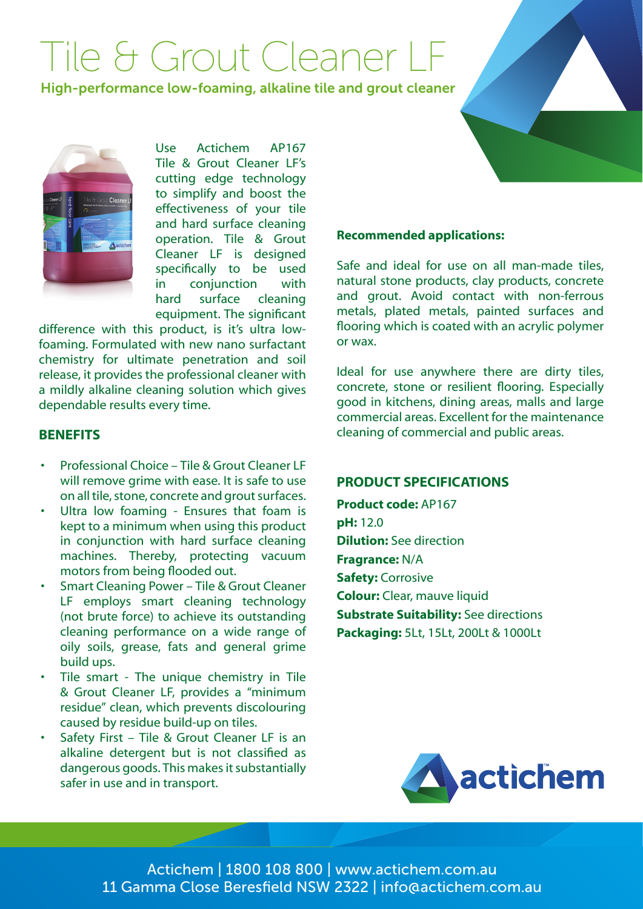# Tile & Grout Cleaner LF

**High-performance low-foaming, alkaline tile and grout cleaner**

Use Actichem AP167 Tile & Grout Cleaner LF's cutting edge technology to simplify and boost the effectiveness of your tile and hard surface cleaning operation. Tile & Grout Cleaner LF is designed specifically to be used in conjunction with hard surface cleaning equipment. The significant difference with this product, is it's ultra low-foaming. Formulated with new nano surfactant chemistry for ultimate penetration and soil release, it provides the professional cleaner with a mildly alkaline cleaning solution which gives dependable results every time.

## BENEFITS

- Professional Choice – Tile & Grout Cleaner LF will remove grime with ease. It is safe to use on all tile, stone, concrete and grout surfaces.
- Ultra low foaming - Ensures that foam is kept to a minimum when using this product in conjunction with hard surface cleaning machines. Thereby, protecting vacuum motors from being flooded out.
- Smart Cleaning Power – Tile & Grout Cleaner LF employs smart cleaning technology (not brute force) to achieve its outstanding cleaning performance on a wide range of oily soils, grease, fats and general grime build ups.
- Tile smart - The unique chemistry in Tile & Grout Cleaner LF, provides a "minimum residue" clean, which prevents discolouring caused by residue build-up on tiles.
- Safety First – Tile & Grout Cleaner LF is an alkaline detergent but is not classified as dangerous goods. This makes it substantially safer in use and in transport.

**Recommended applications:**

Safe and ideal for use on all man-made tiles, natural stone products, clay products, concrete and grout. Avoid contact with non-ferrous metals, plated metals, painted surfaces and flooring which is coated with an acrylic polymer or wax.

Ideal for use anywhere there are dirty tiles, concrete, stone or resilient flooring. Especially good in kitchens, dining areas, malls and large commercial areas. Excellent for the maintenance cleaning of commercial and public areas.

## PRODUCT SPECIFICATIONS

**Product code:** AP167
**pH:** 12.0
**Dilution:** See direction
**Fragrance:** N/A
**Safety:** Corrosive
**Colour:** Clear, mauve liquid
**Substrate Suitability:** See directions
**Packaging:** 5Lt, 15Lt, 200Lt & 1000Lt

actichem

Actichem | 1800 108 800 | www.actichem.com.au
11 Gamma Close Beresfield NSW 2322 | info@actichem.com.au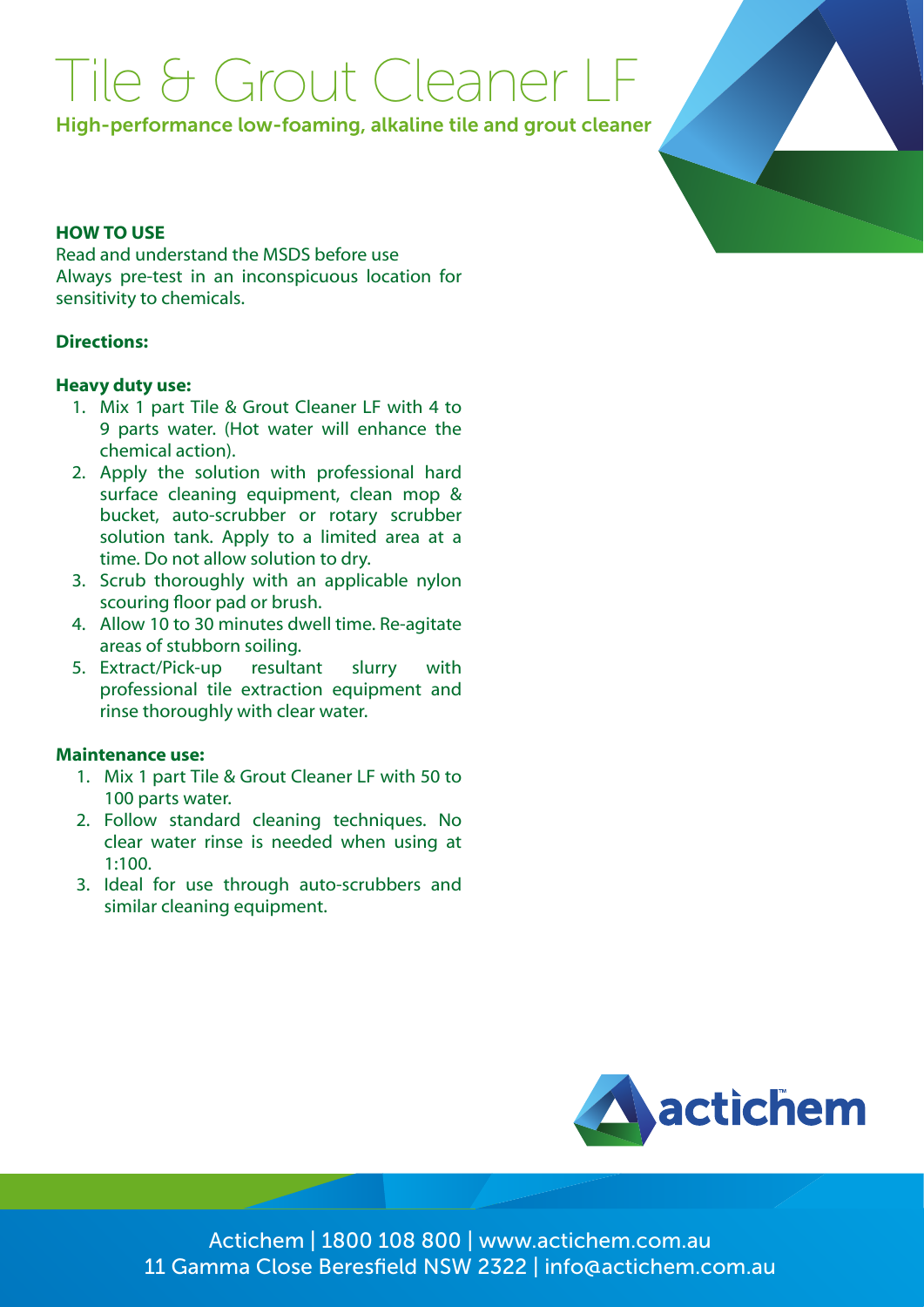# Tile & Grout Cleaner LF

**High-performance low-foaming, alkaline tile and grout cleaner**

**HOW TO USE**

Read and understand the MSDS before use
Always pre-test in an inconspicuous location for sensitivity to chemicals.

**Directions:**

**Heavy duty use:**

1. Mix 1 part Tile & Grout Cleaner LF with 4 to 9 parts water. (Hot water will enhance the chemical action).
2. Apply the solution with professional hard surface cleaning equipment, clean mop & bucket, auto-scrubber or rotary scrubber solution tank. Apply to a limited area at a time. Do not allow solution to dry.
3. Scrub thoroughly with an applicable nylon scouring floor pad or brush.
4. Allow 10 to 30 minutes dwell time. Re-agitate areas of stubborn soiling.
5. Extract/Pick-up resultant slurry with professional tile extraction equipment and rinse thoroughly with clear water.

**Maintenance use:**

1. Mix 1 part Tile & Grout Cleaner LF with 50 to 100 parts water.
2. Follow standard cleaning techniques. No clear water rinse is needed when using at 1:100.
3. Ideal for use through auto-scrubbers and similar cleaning equipment.

actichem

Actichem | 1800 108 800 | www.actichem.com.au
11 Gamma Close Beresfield NSW 2322 | info@actichem.com.au